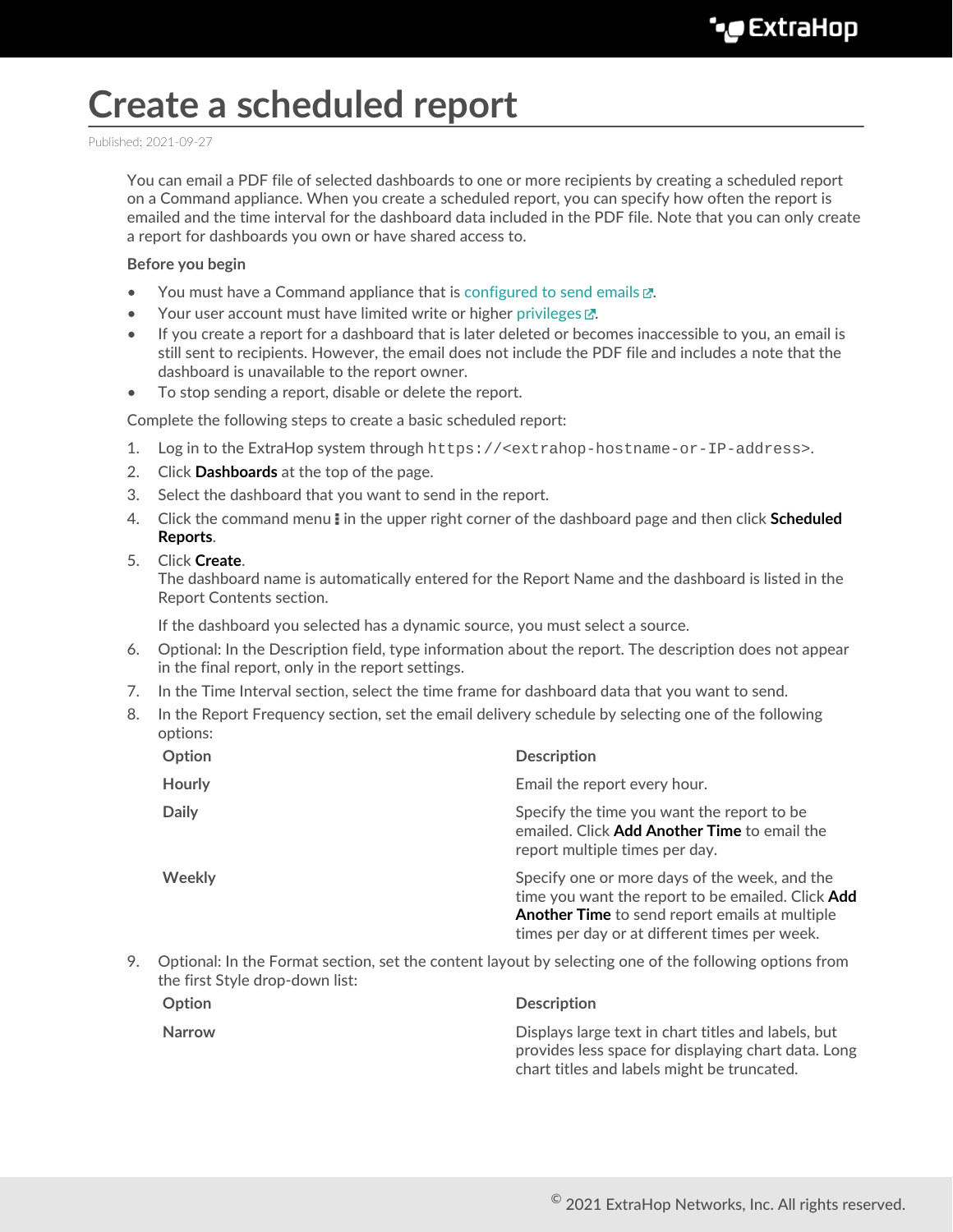# Create a scheduled report

Published: 2021-09-27

You can email a PDF file of selected dashboards to one or more recipients by creating a scheduled report on a Command appliance. When you create a scheduled report, you can specify how often the report is emailed and the time interval for the dashboard data included in the PDF file. Note that you can only create a report for dashboards you own or have shared access to.

**Before you begin**

- You must have a Command appliance that is configured to send emails.
- Your user account must have limited write or higher privileges.
- If you create a report for a dashboard that is later deleted or becomes inaccessible to you, an email is still sent to recipients. However, the email does not include the PDF file and includes a note that the dashboard is unavailable to the report owner.
- To stop sending a report, disable or delete the report.

Complete the following steps to create a basic scheduled report:

1. Log in to the ExtraHop system through `https://<extrahop-hostname-or-IP-address>`.
2. Click **Dashboards** at the top of the page.
3. Select the dashboard that you want to send in the report.
4. Click the command menu ⋮ in the upper right corner of the dashboard page and then click **Scheduled Reports**.
5. Click **Create**.
   The dashboard name is automatically entered for the Report Name and the dashboard is listed in the Report Contents section.

   If the dashboard you selected has a dynamic source, you must select a source.
6. Optional: In the Description field, type information about the report. The description does not appear in the final report, only in the report settings.
7. In the Time Interval section, select the time frame for dashboard data that you want to send.
8. In the Report Frequency section, set the email delivery schedule by selecting one of the following options:

   | Option | Description |
   |---|---|
   | **Hourly** | Email the report every hour. |
   | **Daily** | Specify the time you want the report to be emailed. Click **Add Another Time** to email the report multiple times per day. |
   | **Weekly** | Specify one or more days of the week, and the time you want the report to be emailed. Click **Add Another Time** to send report emails at multiple times per day or at different times per week. |

9. Optional: In the Format section, set the content layout by selecting one of the following options from the first Style drop-down list:

   | Option | Description |
   |---|---|
   | **Narrow** | Displays large text in chart titles and labels, but provides less space for displaying chart data. Long chart titles and labels might be truncated. |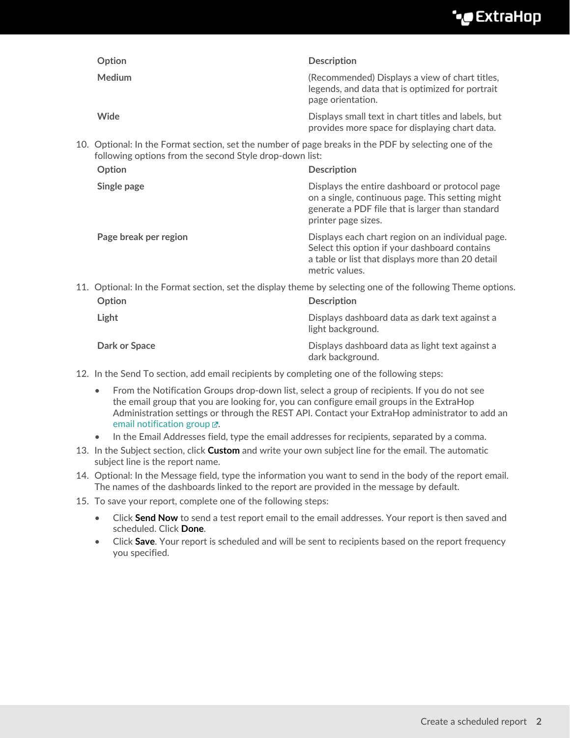| Option | Description |
| --- | --- |
| Medium | (Recommended) Displays a view of chart titles, legends, and data that is optimized for portrait page orientation. |
| Wide | Displays small text in chart titles and labels, but provides more space for displaying chart data. |

10. Optional: In the Format section, set the number of page breaks in the PDF by selecting one of the following options from the second Style drop-down list:

| Option | Description |
| --- | --- |
| Single page | Displays the entire dashboard or protocol page on a single, continuous page. This setting might generate a PDF file that is larger than standard printer page sizes. |
| Page break per region | Displays each chart region on an individual page. Select this option if your dashboard contains a table or list that displays more than 20 detail metric values. |

11. Optional: In the Format section, set the display theme by selecting one of the following Theme options.

| Option | Description |
| --- | --- |
| Light | Displays dashboard data as dark text against a light background. |
| Dark or Space | Displays dashboard data as light text against a dark background. |

12. In the Send To section, add email recipients by completing one of the following steps:
    - From the Notification Groups drop-down list, select a group of recipients. If you do not see the email group that you are looking for, you can configure email groups in the ExtraHop Administration settings or through the REST API. Contact your ExtraHop administrator to add an email notification group.
    - In the Email Addresses field, type the email addresses for recipients, separated by a comma.
13. In the Subject section, click **Custom** and write your own subject line for the email. The automatic subject line is the report name.
14. Optional: In the Message field, type the information you want to send in the body of the report email. The names of the dashboards linked to the report are provided in the message by default.
15. To save your report, complete one of the following steps:
    - Click **Send Now** to send a test report email to the email addresses. Your report is then saved and scheduled. Click **Done**.
    - Click **Save**. Your report is scheduled and will be sent to recipients based on the report frequency you specified.